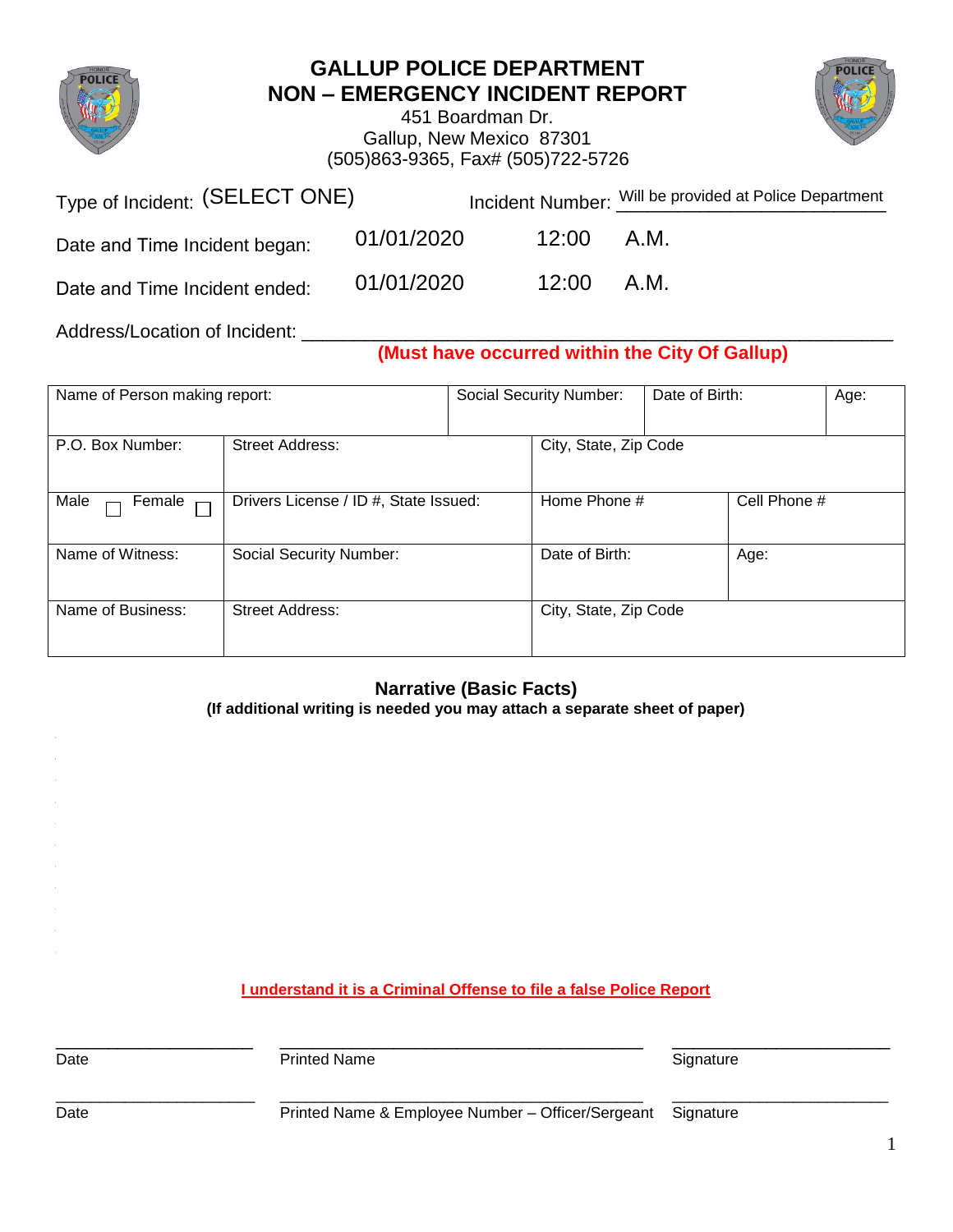# GALLUP POLICE DEPARTMENT
# NON – EMERGENCY INCIDENT REPORT

451 Boardman Dr.
Gallup, New Mexico 87301
(505)863-9365, Fax# (505)722-5726

Type of Incident: (SELECT ONE)  Incident Number: Will be provided at Police Department

Date and Time Incident began: 01/01/2020 12:00 A.M.

Date and Time Incident ended: 01/01/2020 12:00 A.M.

Address/Location of Incident: ______________________________________________

**(Must have occurred within the City Of Gallup)**

| Name of Person making report: | | Social Security Number: | Date of Birth: | Age: |
|---|---|---|---|---|
| P.O. Box Number: | Street Address: | City, State, Zip Code | | |
| Male ☐ Female ☐ | Drivers License / ID #, State Issued: | Home Phone # | Cell Phone # | |
| Name of Witness: | Social Security Number: | Date of Birth: | Age: | |
| Name of Business: | Street Address: | City, State, Zip Code | | |

## Narrative (Basic Facts)

**(If additional writing is needed you may attach a separate sheet of paper)**

**I understand it is a Criminal Offense to file a false Police Report**

| ______________________ | ________________________________________ | ______________________ |
|---|---|---|
| Date | Printed Name | Signature |
| ______________________ | ________________________________________ | ______________________ |
| Date | Printed Name & Employee Number – Officer/Sergeant | Signature |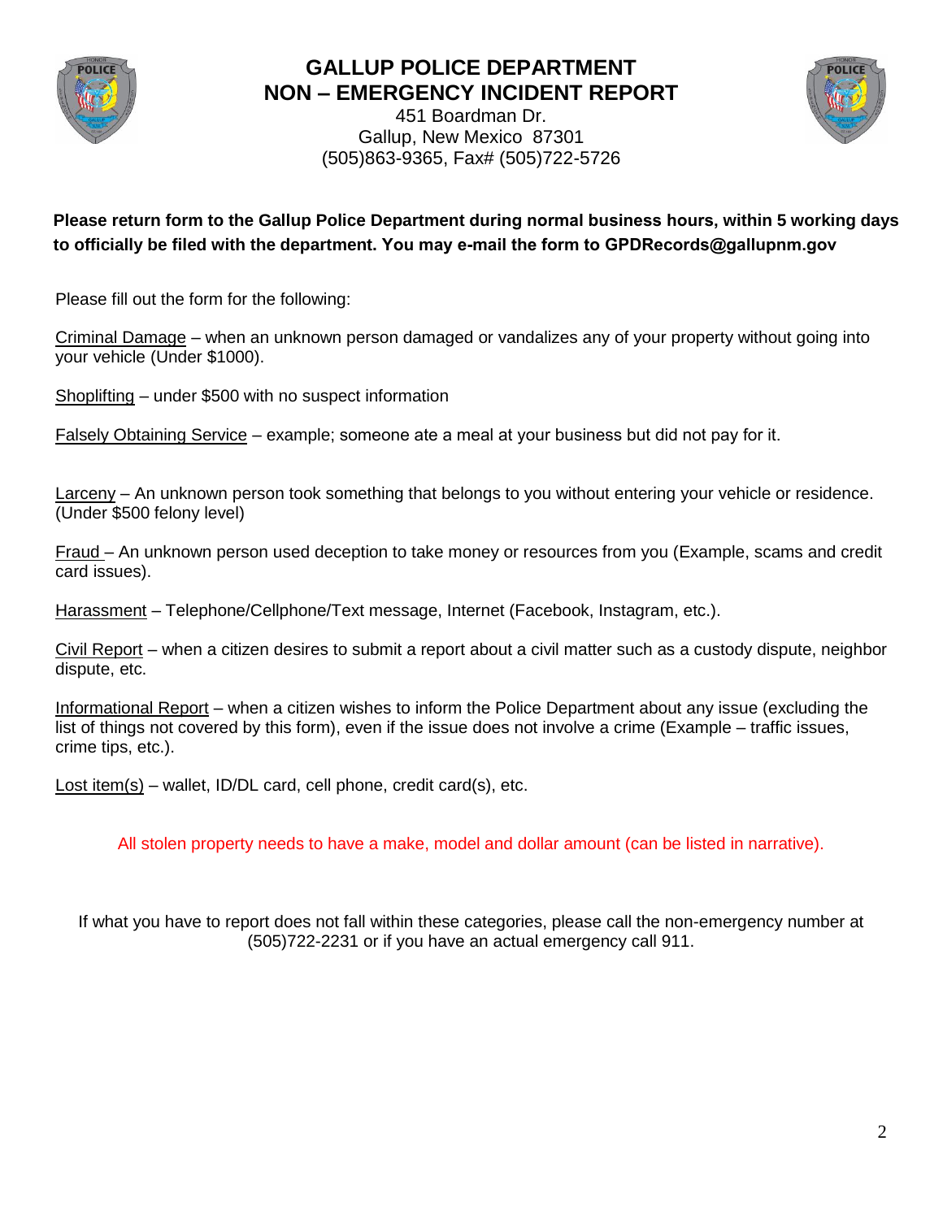# GALLUP POLICE DEPARTMENT
# NON – EMERGENCY INCIDENT REPORT

451 Boardman Dr.
Gallup, New Mexico 87301
(505)863-9365, Fax# (505)722-5726

**Please return form to the Gallup Police Department during normal business hours, within 5 working days to officially be filed with the department. You may e-mail the form to GPDRecords@gallupnm.gov**

Please fill out the form for the following:

Criminal Damage – when an unknown person damaged or vandalizes any of your property without going into your vehicle (Under $1000).

Shoplifting – under $500 with no suspect information

Falsely Obtaining Service – example; someone ate a meal at your business but did not pay for it.

Larceny – An unknown person took something that belongs to you without entering your vehicle or residence. (Under $500 felony level)

Fraud – An unknown person used deception to take money or resources from you (Example, scams and credit card issues).

Harassment – Telephone/Cellphone/Text message, Internet (Facebook, Instagram, etc.).

Civil Report – when a citizen desires to submit a report about a civil matter such as a custody dispute, neighbor dispute, etc.

Informational Report – when a citizen wishes to inform the Police Department about any issue (excluding the list of things not covered by this form), even if the issue does not involve a crime (Example – traffic issues, crime tips, etc.).

Lost item(s) – wallet, ID/DL card, cell phone, credit card(s), etc.

All stolen property needs to have a make, model and dollar amount (can be listed in narrative).

If what you have to report does not fall within these categories, please call the non-emergency number at (505)722-2231 or if you have an actual emergency call 911.